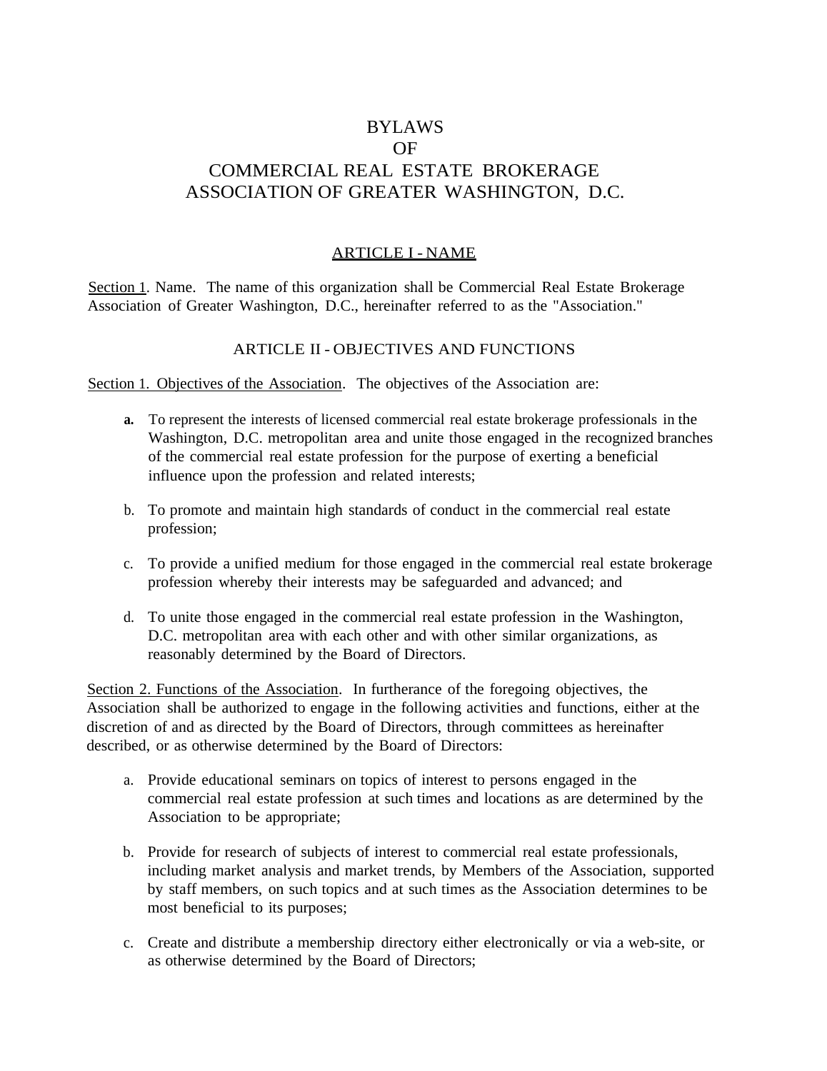# BYLAWS
# OF
# COMMERCIAL REAL ESTATE BROKERAGE ASSOCIATION OF GREATER WASHINGTON, D.C.

## ARTICLE I - NAME

Section 1. Name. The name of this organization shall be Commercial Real Estate Brokerage Association of Greater Washington, D.C., hereinafter referred to as the "Association."

## ARTICLE II - OBJECTIVES AND FUNCTIONS

Section 1. Objectives of the Association. The objectives of the Association are:

- **a.** To represent the interests of licensed commercial real estate brokerage professionals in the Washington, D.C. metropolitan area and unite those engaged in the recognized branches of the commercial real estate profession for the purpose of exerting a beneficial influence upon the profession and related interests;
- b. To promote and maintain high standards of conduct in the commercial real estate profession;
- c. To provide a unified medium for those engaged in the commercial real estate brokerage profession whereby their interests may be safeguarded and advanced; and
- d. To unite those engaged in the commercial real estate profession in the Washington, D.C. metropolitan area with each other and with other similar organizations, as reasonably determined by the Board of Directors.

Section 2. Functions of the Association. In furtherance of the foregoing objectives, the Association shall be authorized to engage in the following activities and functions, either at the discretion of and as directed by the Board of Directors, through committees as hereinafter described, or as otherwise determined by the Board of Directors:

- a. Provide educational seminars on topics of interest to persons engaged in the commercial real estate profession at such times and locations as are determined by the Association to be appropriate;
- b. Provide for research of subjects of interest to commercial real estate professionals, including market analysis and market trends, by Members of the Association, supported by staff members, on such topics and at such times as the Association determines to be most beneficial to its purposes;
- c. Create and distribute a membership directory either electronically or via a web-site, or as otherwise determined by the Board of Directors;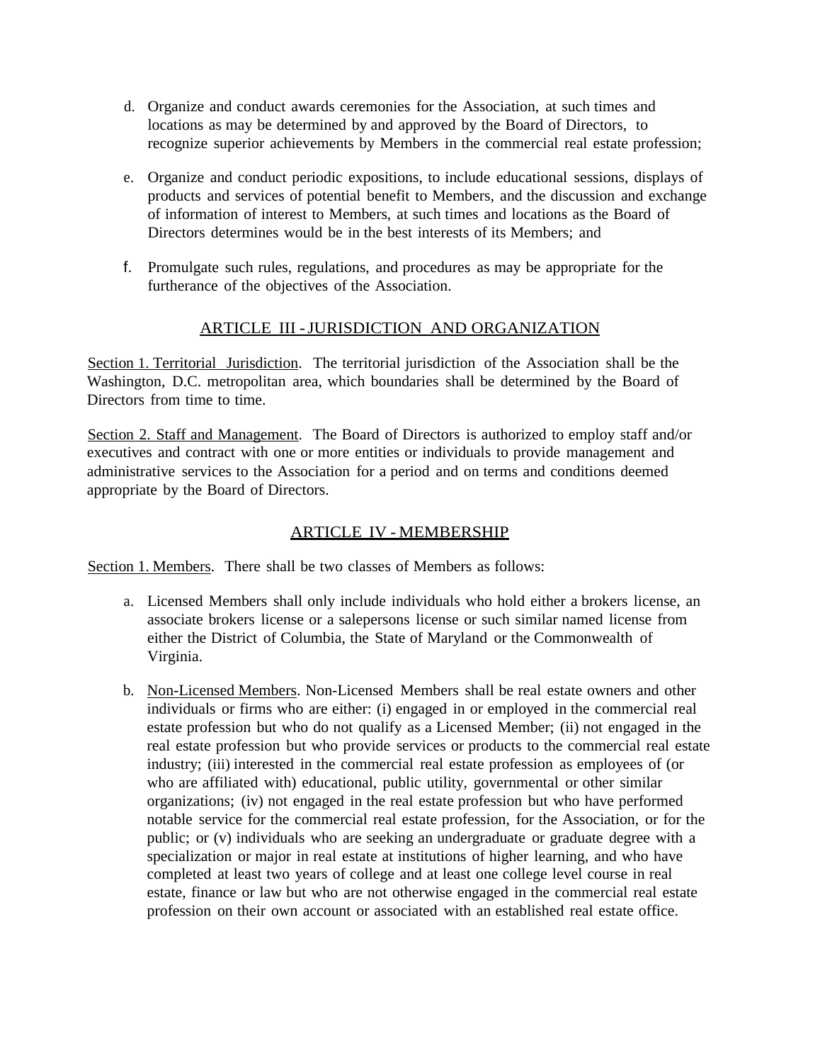d. Organize and conduct awards ceremonies for the Association, at such times and locations as may be determined by and approved by the Board of Directors, to recognize superior achievements by Members in the commercial real estate profession;

e. Organize and conduct periodic expositions, to include educational sessions, displays of products and services of potential benefit to Members, and the discussion and exchange of information of interest to Members, at such times and locations as the Board of Directors determines would be in the best interests of its Members; and

f. Promulgate such rules, regulations, and procedures as may be appropriate for the furtherance of the objectives of the Association.

## ARTICLE III - JURISDICTION AND ORGANIZATION

Section 1. Territorial Jurisdiction. The territorial jurisdiction of the Association shall be the Washington, D.C. metropolitan area, which boundaries shall be determined by the Board of Directors from time to time.

Section 2. Staff and Management. The Board of Directors is authorized to employ staff and/or executives and contract with one or more entities or individuals to provide management and administrative services to the Association for a period and on terms and conditions deemed appropriate by the Board of Directors.

## ARTICLE IV - MEMBERSHIP

Section 1. Members. There shall be two classes of Members as follows:

a. Licensed Members shall only include individuals who hold either a brokers license, an associate brokers license or a salepersons license or such similar named license from either the District of Columbia, the State of Maryland or the Commonwealth of Virginia.

b. Non-Licensed Members. Non-Licensed Members shall be real estate owners and other individuals or firms who are either: (i) engaged in or employed in the commercial real estate profession but who do not qualify as a Licensed Member; (ii) not engaged in the real estate profession but who provide services or products to the commercial real estate industry; (iii) interested in the commercial real estate profession as employees of (or who are affiliated with) educational, public utility, governmental or other similar organizations; (iv) not engaged in the real estate profession but who have performed notable service for the commercial real estate profession, for the Association, or for the public; or (v) individuals who are seeking an undergraduate or graduate degree with a specialization or major in real estate at institutions of higher learning, and who have completed at least two years of college and at least one college level course in real estate, finance or law but who are not otherwise engaged in the commercial real estate profession on their own account or associated with an established real estate office.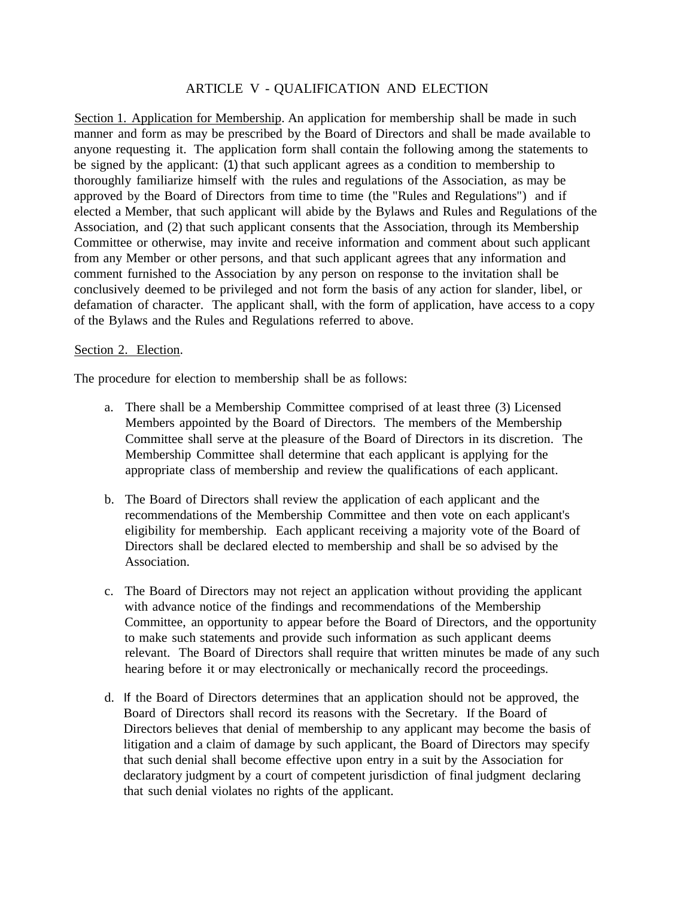## ARTICLE V - QUALIFICATION AND ELECTION

<u>Section 1. Application for Membership</u>. An application for membership shall be made in such manner and form as may be prescribed by the Board of Directors and shall be made available to anyone requesting it. The application form shall contain the following among the statements to be signed by the applicant: (1) that such applicant agrees as a condition to membership to thoroughly familiarize himself with the rules and regulations of the Association, as may be approved by the Board of Directors from time to time (the "Rules and Regulations") and if elected a Member, that such applicant will abide by the Bylaws and Rules and Regulations of the Association, and (2) that such applicant consents that the Association, through its Membership Committee or otherwise, may invite and receive information and comment about such applicant from any Member or other persons, and that such applicant agrees that any information and comment furnished to the Association by any person on response to the invitation shall be conclusively deemed to be privileged and not form the basis of any action for slander, libel, or defamation of character. The applicant shall, with the form of application, have access to a copy of the Bylaws and the Rules and Regulations referred to above.

<u>Section 2. Election</u>.

The procedure for election to membership shall be as follows:

a. There shall be a Membership Committee comprised of at least three (3) Licensed Members appointed by the Board of Directors. The members of the Membership Committee shall serve at the pleasure of the Board of Directors in its discretion. The Membership Committee shall determine that each applicant is applying for the appropriate class of membership and review the qualifications of each applicant.

b. The Board of Directors shall review the application of each applicant and the recommendations of the Membership Committee and then vote on each applicant's eligibility for membership. Each applicant receiving a majority vote of the Board of Directors shall be declared elected to membership and shall be so advised by the Association.

c. The Board of Directors may not reject an application without providing the applicant with advance notice of the findings and recommendations of the Membership Committee, an opportunity to appear before the Board of Directors, and the opportunity to make such statements and provide such information as such applicant deems relevant. The Board of Directors shall require that written minutes be made of any such hearing before it or may electronically or mechanically record the proceedings.

d. If the Board of Directors determines that an application should not be approved, the Board of Directors shall record its reasons with the Secretary. If the Board of Directors believes that denial of membership to any applicant may become the basis of litigation and a claim of damage by such applicant, the Board of Directors may specify that such denial shall become effective upon entry in a suit by the Association for declaratory judgment by a court of competent jurisdiction of final judgment declaring that such denial violates no rights of the applicant.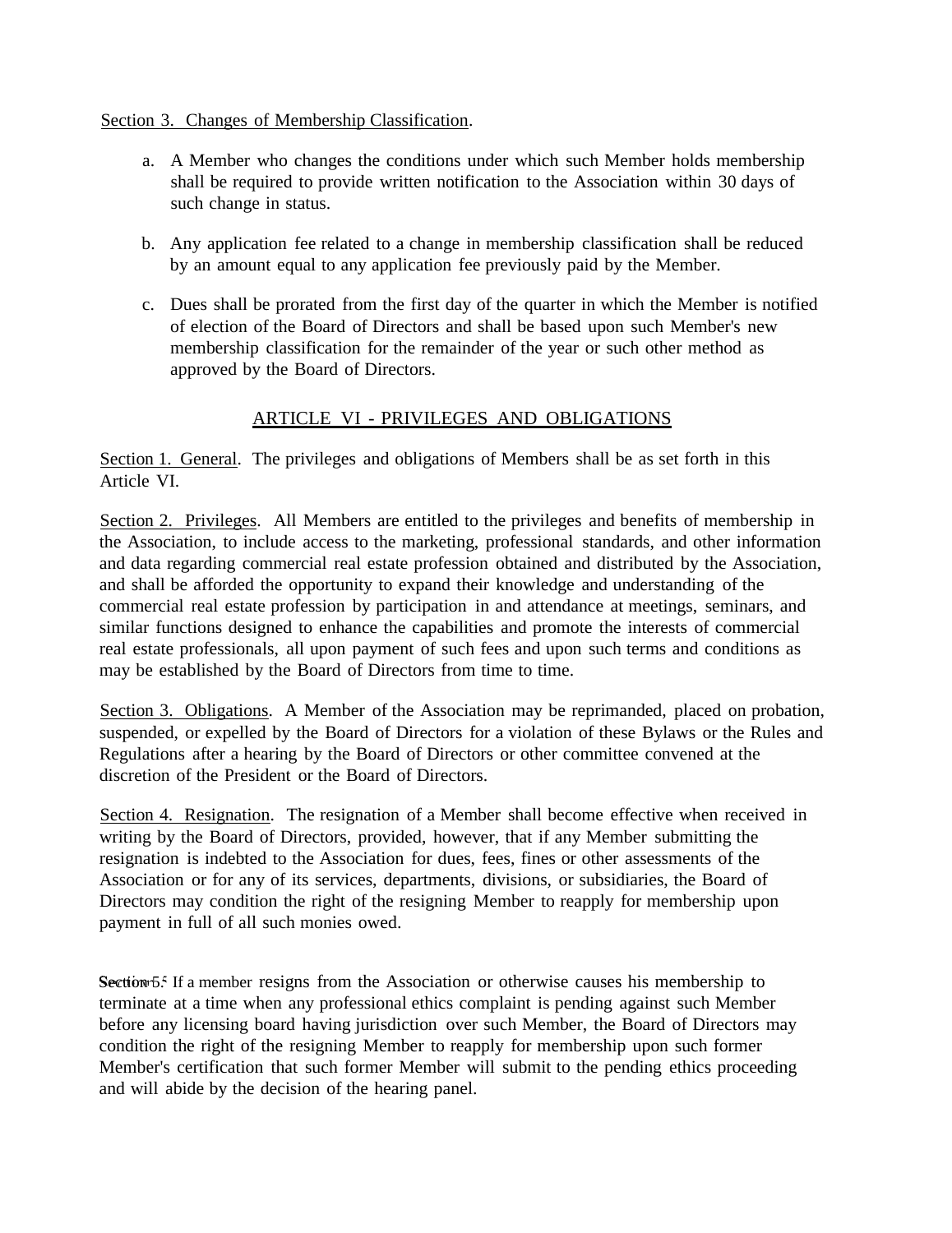Section 3. Changes of Membership Classification.

a. A Member who changes the conditions under which such Member holds membership shall be required to provide written notification to the Association within 30 days of such change in status.

b. Any application fee related to a change in membership classification shall be reduced by an amount equal to any application fee previously paid by the Member.

c. Dues shall be prorated from the first day of the quarter in which the Member is notified of election of the Board of Directors and shall be based upon such Member's new membership classification for the remainder of the year or such other method as approved by the Board of Directors.

## ARTICLE VI - PRIVILEGES AND OBLIGATIONS

Section 1. General. The privileges and obligations of Members shall be as set forth in this Article VI.

Section 2. Privileges. All Members are entitled to the privileges and benefits of membership in the Association, to include access to the marketing, professional standards, and other information and data regarding commercial real estate profession obtained and distributed by the Association, and shall be afforded the opportunity to expand their knowledge and understanding of the commercial real estate profession by participation in and attendance at meetings, seminars, and similar functions designed to enhance the capabilities and promote the interests of commercial real estate professionals, all upon payment of such fees and upon such terms and conditions as may be established by the Board of Directors from time to time.

Section 3. Obligations. A Member of the Association may be reprimanded, placed on probation, suspended, or expelled by the Board of Directors for a violation of these Bylaws or the Rules and Regulations after a hearing by the Board of Directors or other committee convened at the discretion of the President or the Board of Directors.

Section 4. Resignation. The resignation of a Member shall become effective when received in writing by the Board of Directors, provided, however, that if any Member submitting the resignation is indebted to the Association for dues, fees, fines or other assessments of the Association or for any of its services, departments, divisions, or subsidiaries, the Board of Directors may condition the right of the resigning Member to reapply for membership upon payment in full of all such monies owed.

Section 5. If a member resigns from the Association or otherwise causes his membership to terminate at a time when any professional ethics complaint is pending against such Member before any licensing board having jurisdiction over such Member, the Board of Directors may condition the right of the resigning Member to reapply for membership upon such former Member's certification that such former Member will submit to the pending ethics proceeding and will abide by the decision of the hearing panel.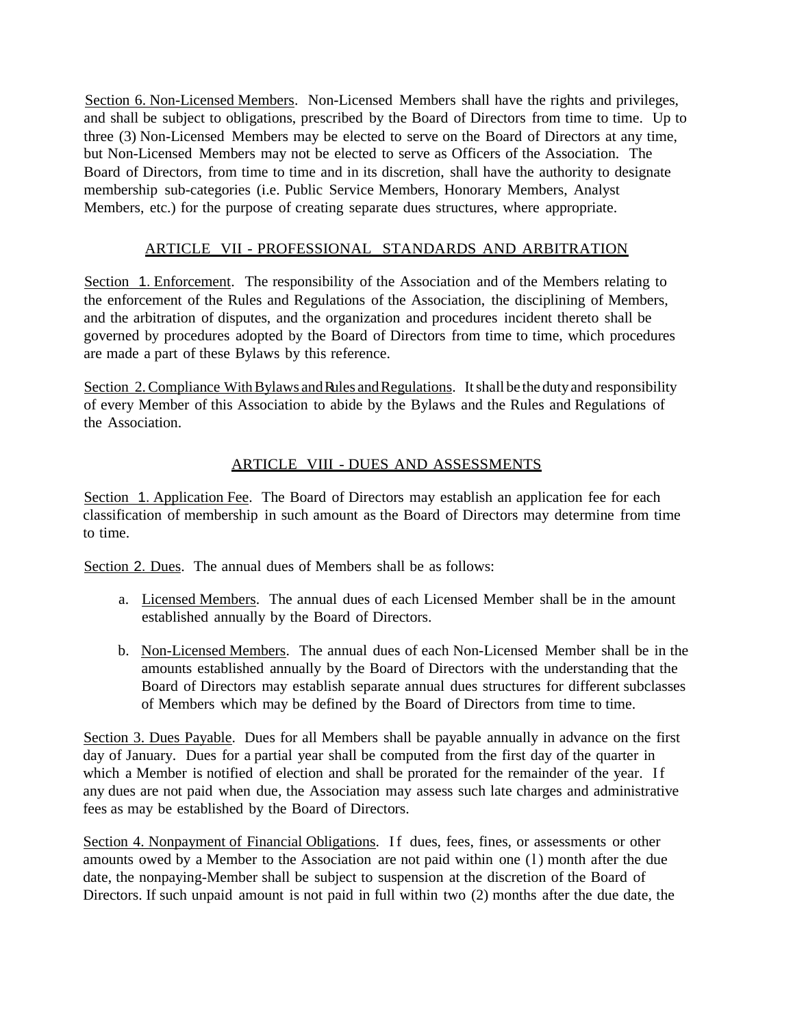Section 6. Non-Licensed Members. Non-Licensed Members shall have the rights and privileges, and shall be subject to obligations, prescribed by the Board of Directors from time to time. Up to three (3) Non-Licensed Members may be elected to serve on the Board of Directors at any time, but Non-Licensed Members may not be elected to serve as Officers of the Association. The Board of Directors, from time to time and in its discretion, shall have the authority to designate membership sub-categories (i.e. Public Service Members, Honorary Members, Analyst Members, etc.) for the purpose of creating separate dues structures, where appropriate.

## ARTICLE VII - PROFESSIONAL STANDARDS AND ARBITRATION

Section 1. Enforcement. The responsibility of the Association and of the Members relating to the enforcement of the Rules and Regulations of the Association, the disciplining of Members, and the arbitration of disputes, and the organization and procedures incident thereto shall be governed by procedures adopted by the Board of Directors from time to time, which procedures are made a part of these Bylaws by this reference.

Section 2. Compliance With Bylaws and Rules and Regulations. It shall be the duty and responsibility of every Member of this Association to abide by the Bylaws and the Rules and Regulations of the Association.

## ARTICLE VIII - DUES AND ASSESSMENTS

Section 1. Application Fee. The Board of Directors may establish an application fee for each classification of membership in such amount as the Board of Directors may determine from time to time.

Section 2. Dues. The annual dues of Members shall be as follows:

a. Licensed Members. The annual dues of each Licensed Member shall be in the amount established annually by the Board of Directors.

b. Non-Licensed Members. The annual dues of each Non-Licensed Member shall be in the amounts established annually by the Board of Directors with the understanding that the Board of Directors may establish separate annual dues structures for different subclasses of Members which may be defined by the Board of Directors from time to time.

Section 3. Dues Payable. Dues for all Members shall be payable annually in advance on the first day of January. Dues for a partial year shall be computed from the first day of the quarter in which a Member is notified of election and shall be prorated for the remainder of the year. If any dues are not paid when due, the Association may assess such late charges and administrative fees as may be established by the Board of Directors.

Section 4. Nonpayment of Financial Obligations. If dues, fees, fines, or assessments or other amounts owed by a Member to the Association are not paid within one (1) month after the due date, the nonpaying-Member shall be subject to suspension at the discretion of the Board of Directors. If such unpaid amount is not paid in full within two (2) months after the due date, the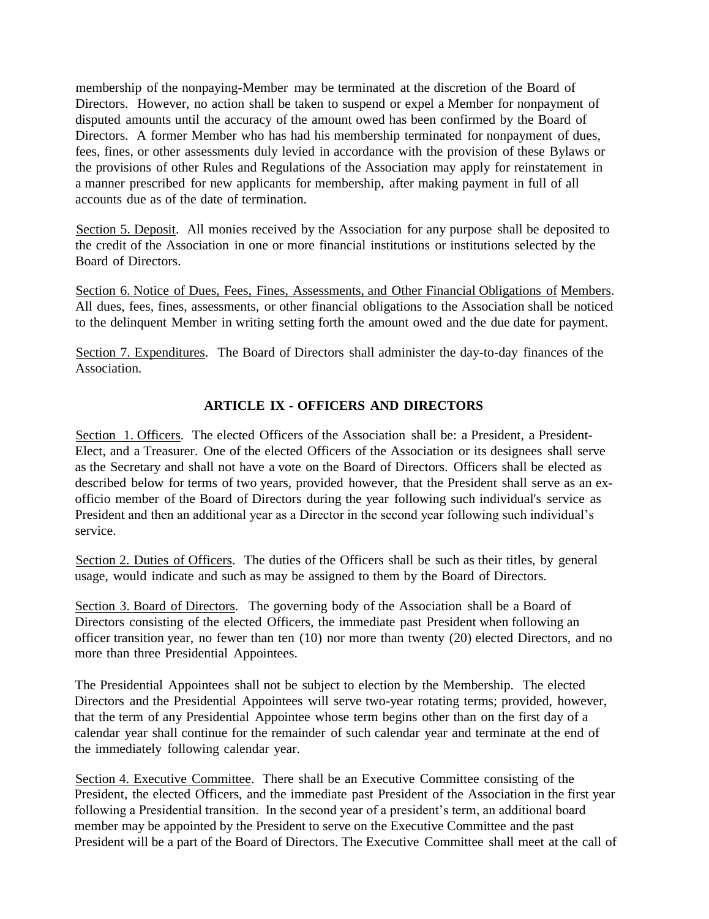membership of the nonpaying-Member may be terminated at the discretion of the Board of Directors. However, no action shall be taken to suspend or expel a Member for nonpayment of disputed amounts until the accuracy of the amount owed has been confirmed by the Board of Directors. A former Member who has had his membership terminated for nonpayment of dues, fees, fines, or other assessments duly levied in accordance with the provision of these Bylaws or the provisions of other Rules and Regulations of the Association may apply for reinstatement in a manner prescribed for new applicants for membership, after making payment in full of all accounts due as of the date of termination.

Section 5. Deposit. All monies received by the Association for any purpose shall be deposited to the credit of the Association in one or more financial institutions or institutions selected by the Board of Directors.

Section 6. Notice of Dues, Fees, Fines, Assessments, and Other Financial Obligations of Members. All dues, fees, fines, assessments, or other financial obligations to the Association shall be noticed to the delinquent Member in writing setting forth the amount owed and the due date for payment.

Section 7. Expenditures. The Board of Directors shall administer the day-to-day finances of the Association.

## ARTICLE IX - OFFICERS AND DIRECTORS

Section 1. Officers. The elected Officers of the Association shall be: a President, a President-Elect, and a Treasurer. One of the elected Officers of the Association or its designees shall serve as the Secretary and shall not have a vote on the Board of Directors. Officers shall be elected as described below for terms of two years, provided however, that the President shall serve as an ex-officio member of the Board of Directors during the year following such individual's service as President and then an additional year as a Director in the second year following such individual's service.

Section 2. Duties of Officers. The duties of the Officers shall be such as their titles, by general usage, would indicate and such as may be assigned to them by the Board of Directors.

Section 3. Board of Directors. The governing body of the Association shall be a Board of Directors consisting of the elected Officers, the immediate past President when following an officer transition year, no fewer than ten (10) nor more than twenty (20) elected Directors, and no more than three Presidential Appointees.

The Presidential Appointees shall not be subject to election by the Membership. The elected Directors and the Presidential Appointees will serve two-year rotating terms; provided, however, that the term of any Presidential Appointee whose term begins other than on the first day of a calendar year shall continue for the remainder of such calendar year and terminate at the end of the immediately following calendar year.

Section 4. Executive Committee. There shall be an Executive Committee consisting of the President, the elected Officers, and the immediate past President of the Association in the first year following a Presidential transition. In the second year of a president's term, an additional board member may be appointed by the President to serve on the Executive Committee and the past President will be a part of the Board of Directors. The Executive Committee shall meet at the call of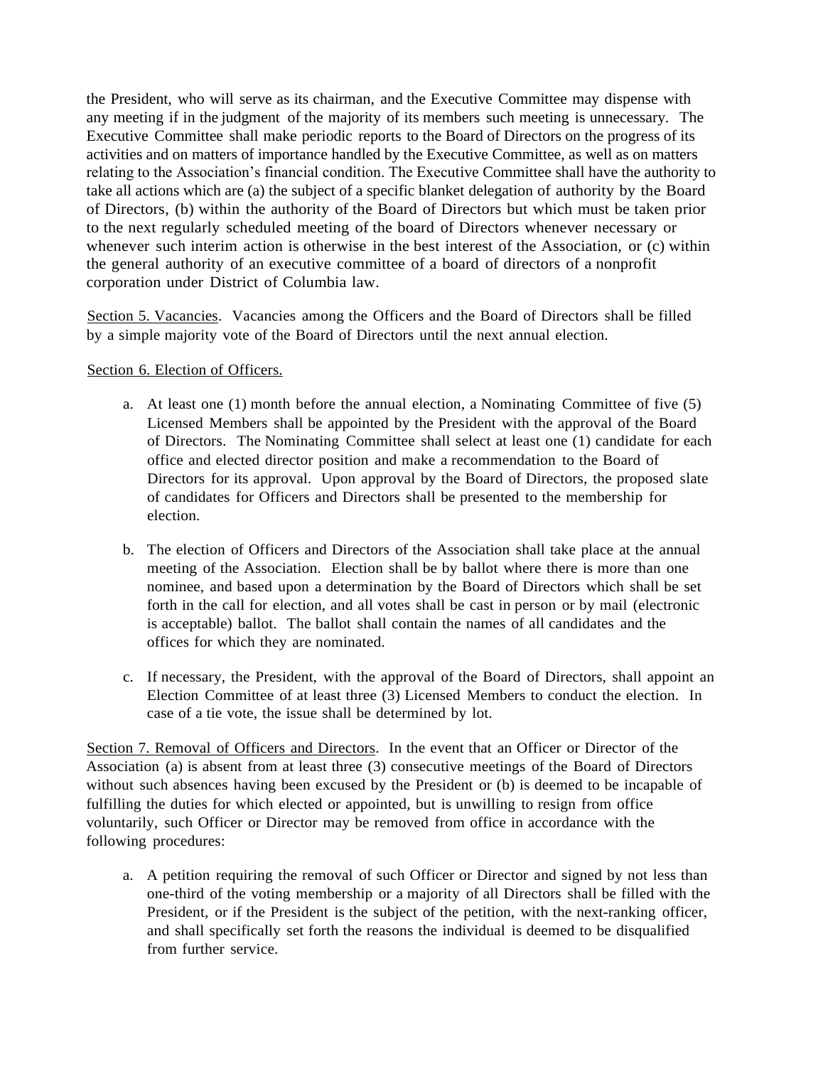the President, who will serve as its chairman, and the Executive Committee may dispense with any meeting if in the judgment of the majority of its members such meeting is unnecessary. The Executive Committee shall make periodic reports to the Board of Directors on the progress of its activities and on matters of importance handled by the Executive Committee, as well as on matters relating to the Association's financial condition. The Executive Committee shall have the authority to take all actions which are (a) the subject of a specific blanket delegation of authority by the Board of Directors, (b) within the authority of the Board of Directors but which must be taken prior to the next regularly scheduled meeting of the board of Directors whenever necessary or whenever such interim action is otherwise in the best interest of the Association, or (c) within the general authority of an executive committee of a board of directors of a nonprofit corporation under District of Columbia law.

Section 5. Vacancies. Vacancies among the Officers and the Board of Directors shall be filled by a simple majority vote of the Board of Directors until the next annual election.

Section 6. Election of Officers.

a. At least one (1) month before the annual election, a Nominating Committee of five (5) Licensed Members shall be appointed by the President with the approval of the Board of Directors. The Nominating Committee shall select at least one (1) candidate for each office and elected director position and make a recommendation to the Board of Directors for its approval. Upon approval by the Board of Directors, the proposed slate of candidates for Officers and Directors shall be presented to the membership for election.

b. The election of Officers and Directors of the Association shall take place at the annual meeting of the Association. Election shall be by ballot where there is more than one nominee, and based upon a determination by the Board of Directors which shall be set forth in the call for election, and all votes shall be cast in person or by mail (electronic is acceptable) ballot. The ballot shall contain the names of all candidates and the offices for which they are nominated.

c. If necessary, the President, with the approval of the Board of Directors, shall appoint an Election Committee of at least three (3) Licensed Members to conduct the election. In case of a tie vote, the issue shall be determined by lot.

Section 7. Removal of Officers and Directors. In the event that an Officer or Director of the Association (a) is absent from at least three (3) consecutive meetings of the Board of Directors without such absences having been excused by the President or (b) is deemed to be incapable of fulfilling the duties for which elected or appointed, but is unwilling to resign from office voluntarily, such Officer or Director may be removed from office in accordance with the following procedures:

a. A petition requiring the removal of such Officer or Director and signed by not less than one-third of the voting membership or a majority of all Directors shall be filled with the President, or if the President is the subject of the petition, with the next-ranking officer, and shall specifically set forth the reasons the individual is deemed to be disqualified from further service.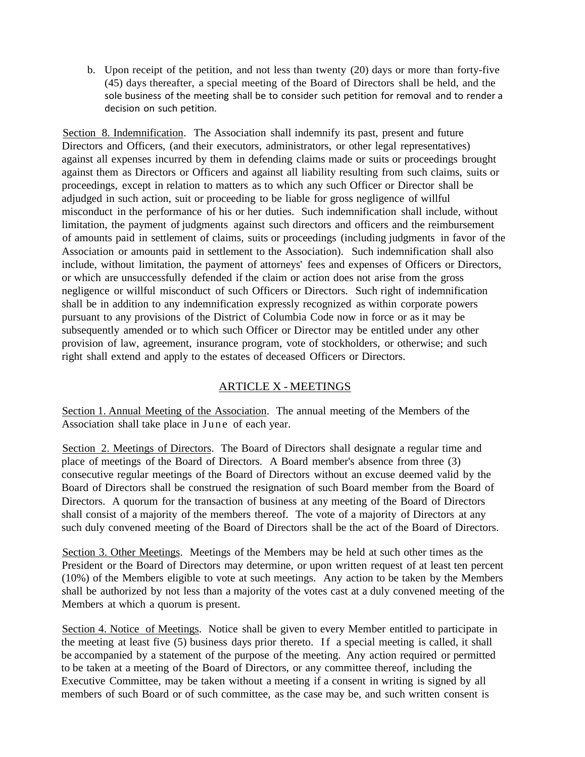b. Upon receipt of the petition, and not less than twenty (20) days or more than forty-five (45) days thereafter, a special meeting of the Board of Directors shall be held, and the sole business of the meeting shall be to consider such petition for removal and to render a decision on such petition.

Section 8. Indemnification. The Association shall indemnify its past, present and future Directors and Officers, (and their executors, administrators, or other legal representatives) against all expenses incurred by them in defending claims made or suits or proceedings brought against them as Directors or Officers and against all liability resulting from such claims, suits or proceedings, except in relation to matters as to which any such Officer or Director shall be adjudged in such action, suit or proceeding to be liable for gross negligence of willful misconduct in the performance of his or her duties. Such indemnification shall include, without limitation, the payment of judgments against such directors and officers and the reimbursement of amounts paid in settlement of claims, suits or proceedings (including judgments in favor of the Association or amounts paid in settlement to the Association). Such indemnification shall also include, without limitation, the payment of attorneys' fees and expenses of Officers or Directors, or which are unsuccessfully defended if the claim or action does not arise from the gross negligence or willful misconduct of such Officers or Directors. Such right of indemnification shall be in addition to any indemnification expressly recognized as within corporate powers pursuant to any provisions of the District of Columbia Code now in force or as it may be subsequently amended or to which such Officer or Director may be entitled under any other provision of law, agreement, insurance program, vote of stockholders, or otherwise; and such right shall extend and apply to the estates of deceased Officers or Directors.

## ARTICLE X - MEETINGS

Section 1. Annual Meeting of the Association. The annual meeting of the Members of the Association shall take place in June of each year.

Section 2. Meetings of Directors. The Board of Directors shall designate a regular time and place of meetings of the Board of Directors. A Board member's absence from three (3) consecutive regular meetings of the Board of Directors without an excuse deemed valid by the Board of Directors shall be construed the resignation of such Board member from the Board of Directors. A quorum for the transaction of business at any meeting of the Board of Directors shall consist of a majority of the members thereof. The vote of a majority of Directors at any such duly convened meeting of the Board of Directors shall be the act of the Board of Directors.

Section 3. Other Meetings. Meetings of the Members may be held at such other times as the President or the Board of Directors may determine, or upon written request of at least ten percent (10%) of the Members eligible to vote at such meetings. Any action to be taken by the Members shall be authorized by not less than a majority of the votes cast at a duly convened meeting of the Members at which a quorum is present.

Section 4. Notice of Meetings. Notice shall be given to every Member entitled to participate in the meeting at least five (5) business days prior thereto. If a special meeting is called, it shall be accompanied by a statement of the purpose of the meeting. Any action required or permitted to be taken at a meeting of the Board of Directors, or any committee thereof, including the Executive Committee, may be taken without a meeting if a consent in writing is signed by all members of such Board or of such committee, as the case may be, and such written consent is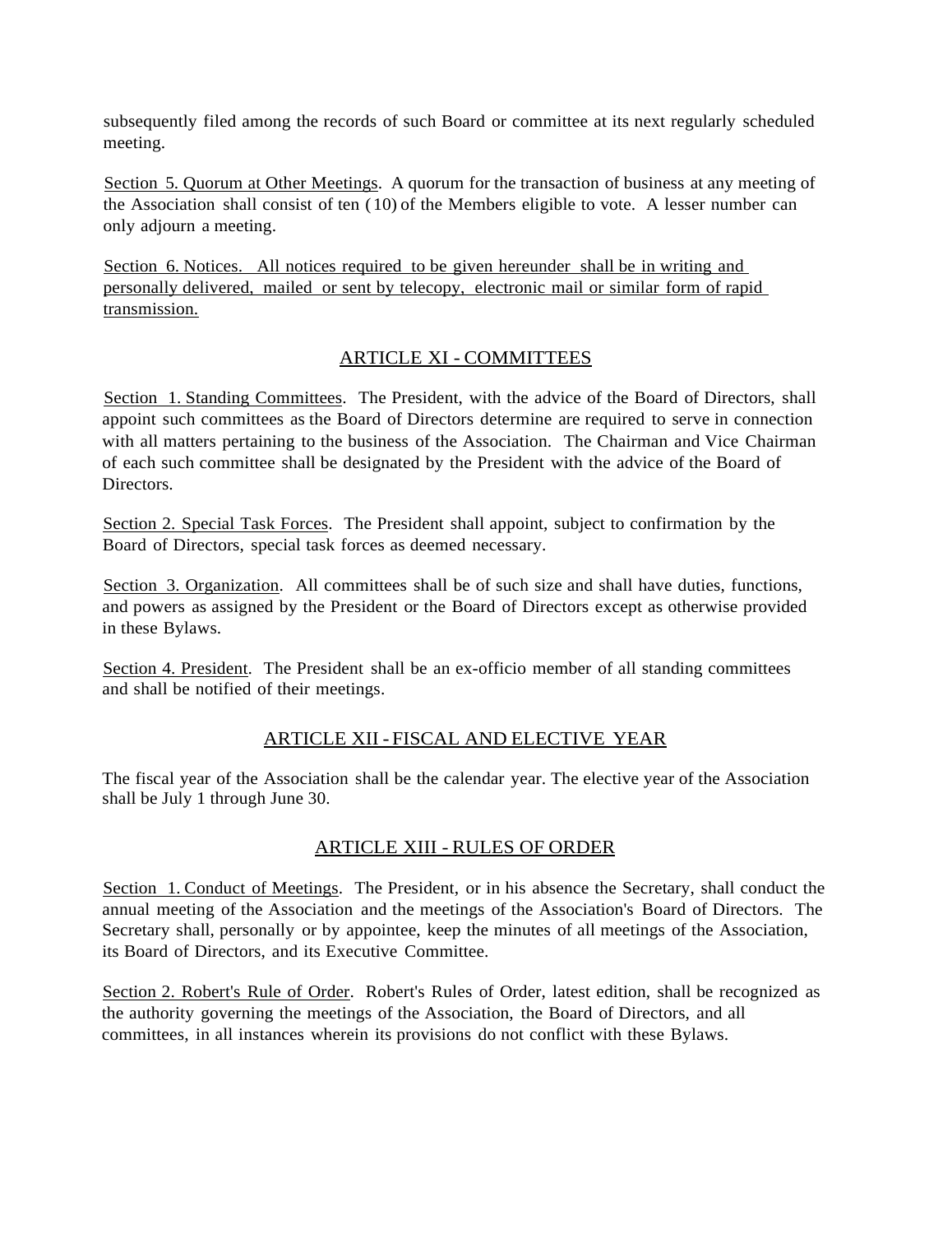subsequently filed among the records of such Board or committee at its next regularly scheduled meeting.

Section 5. Quorum at Other Meetings. A quorum for the transaction of business at any meeting of the Association shall consist of ten (10) of the Members eligible to vote. A lesser number can only adjourn a meeting.

Section 6. Notices. All notices required to be given hereunder shall be in writing and personally delivered, mailed or sent by telecopy, electronic mail or similar form of rapid transmission.

## ARTICLE XI - COMMITTEES

Section 1. Standing Committees. The President, with the advice of the Board of Directors, shall appoint such committees as the Board of Directors determine are required to serve in connection with all matters pertaining to the business of the Association. The Chairman and Vice Chairman of each such committee shall be designated by the President with the advice of the Board of Directors.

Section 2. Special Task Forces. The President shall appoint, subject to confirmation by the Board of Directors, special task forces as deemed necessary.

Section 3. Organization. All committees shall be of such size and shall have duties, functions, and powers as assigned by the President or the Board of Directors except as otherwise provided in these Bylaws.

Section 4. President. The President shall be an ex-officio member of all standing committees and shall be notified of their meetings.

## ARTICLE XII - FISCAL AND ELECTIVE YEAR

The fiscal year of the Association shall be the calendar year. The elective year of the Association shall be July 1 through June 30.

## ARTICLE XIII - RULES OF ORDER

Section 1. Conduct of Meetings. The President, or in his absence the Secretary, shall conduct the annual meeting of the Association and the meetings of the Association's Board of Directors. The Secretary shall, personally or by appointee, keep the minutes of all meetings of the Association, its Board of Directors, and its Executive Committee.

Section 2. Robert's Rule of Order. Robert's Rules of Order, latest edition, shall be recognized as the authority governing the meetings of the Association, the Board of Directors, and all committees, in all instances wherein its provisions do not conflict with these Bylaws.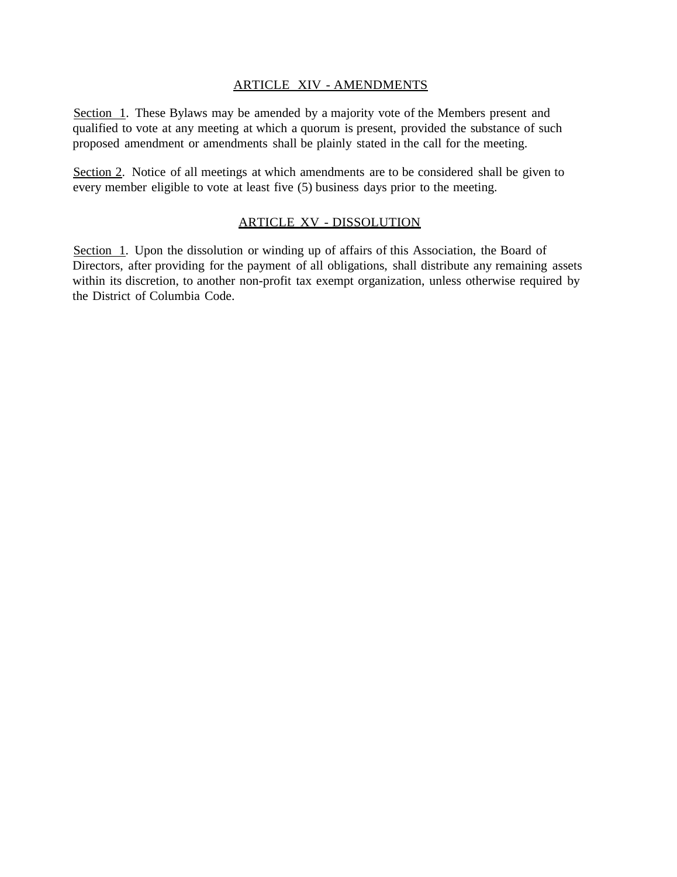## ARTICLE XIV - AMENDMENTS

Section 1. These Bylaws may be amended by a majority vote of the Members present and qualified to vote at any meeting at which a quorum is present, provided the substance of such proposed amendment or amendments shall be plainly stated in the call for the meeting.

Section 2. Notice of all meetings at which amendments are to be considered shall be given to every member eligible to vote at least five (5) business days prior to the meeting.

## ARTICLE XV - DISSOLUTION

Section 1. Upon the dissolution or winding up of affairs of this Association, the Board of Directors, after providing for the payment of all obligations, shall distribute any remaining assets within its discretion, to another non-profit tax exempt organization, unless otherwise required by the District of Columbia Code.